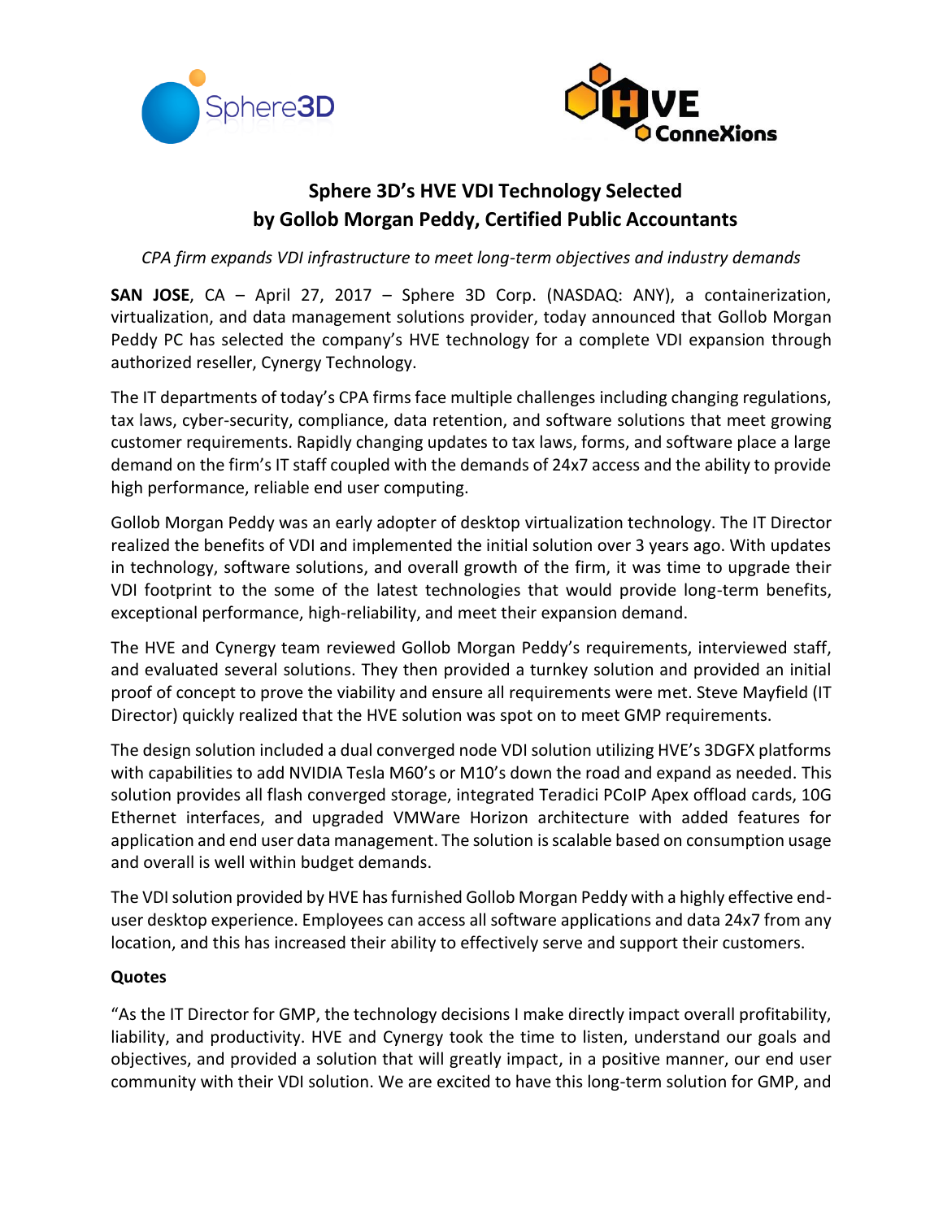# Sphere 3D's HVE VDI Technology Selected by Gollob Morgan Peddy, Certified Public Accountants

*CPA firm expands VDI infrastructure to meet long-term objectives and industry demands*

**SAN JOSE**, CA – April 27, 2017 – Sphere 3D Corp. (NASDAQ: ANY), a containerization, virtualization, and data management solutions provider, today announced that Gollob Morgan Peddy PC has selected the company's HVE technology for a complete VDI expansion through authorized reseller, Cynergy Technology.

The IT departments of today's CPA firms face multiple challenges including changing regulations, tax laws, cyber-security, compliance, data retention, and software solutions that meet growing customer requirements. Rapidly changing updates to tax laws, forms, and software place a large demand on the firm's IT staff coupled with the demands of 24x7 access and the ability to provide high performance, reliable end user computing.

Gollob Morgan Peddy was an early adopter of desktop virtualization technology. The IT Director realized the benefits of VDI and implemented the initial solution over 3 years ago. With updates in technology, software solutions, and overall growth of the firm, it was time to upgrade their VDI footprint to the some of the latest technologies that would provide long-term benefits, exceptional performance, high-reliability, and meet their expansion demand.

The HVE and Cynergy team reviewed Gollob Morgan Peddy's requirements, interviewed staff, and evaluated several solutions. They then provided a turnkey solution and provided an initial proof of concept to prove the viability and ensure all requirements were met. Steve Mayfield (IT Director) quickly realized that the HVE solution was spot on to meet GMP requirements.

The design solution included a dual converged node VDI solution utilizing HVE's 3DGFX platforms with capabilities to add NVIDIA Tesla M60's or M10's down the road and expand as needed. This solution provides all flash converged storage, integrated Teradici PCoIP Apex offload cards, 10G Ethernet interfaces, and upgraded VMWare Horizon architecture with added features for application and end user data management. The solution is scalable based on consumption usage and overall is well within budget demands.

The VDI solution provided by HVE has furnished Gollob Morgan Peddy with a highly effective end-user desktop experience. Employees can access all software applications and data 24x7 from any location, and this has increased their ability to effectively serve and support their customers.

**Quotes**

"As the IT Director for GMP, the technology decisions I make directly impact overall profitability, liability, and productivity. HVE and Cynergy took the time to listen, understand our goals and objectives, and provided a solution that will greatly impact, in a positive manner, our end user community with their VDI solution. We are excited to have this long-term solution for GMP, and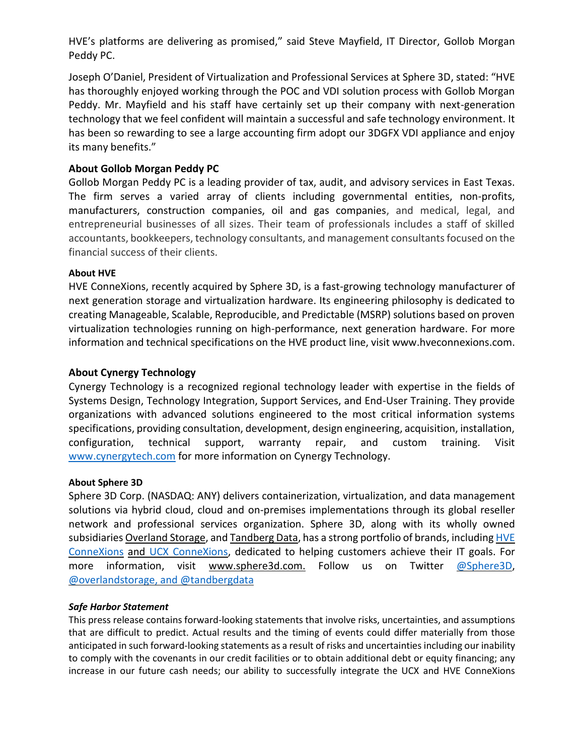HVE's platforms are delivering as promised," said Steve Mayfield, IT Director, Gollob Morgan Peddy PC.

Joseph O'Daniel, President of Virtualization and Professional Services at Sphere 3D, stated: "HVE has thoroughly enjoyed working through the POC and VDI solution process with Gollob Morgan Peddy. Mr. Mayfield and his staff have certainly set up their company with next-generation technology that we feel confident will maintain a successful and safe technology environment. It has been so rewarding to see a large accounting firm adopt our 3DGFX VDI appliance and enjoy its many benefits."

**About Gollob Morgan Peddy PC**

Gollob Morgan Peddy PC is a leading provider of tax, audit, and advisory services in East Texas. The firm serves a varied array of clients including governmental entities, non-profits, manufacturers, construction companies, oil and gas companies, and medical, legal, and entrepreneurial businesses of all sizes. Their team of professionals includes a staff of skilled accountants, bookkeepers, technology consultants, and management consultants focused on the financial success of their clients.

**About HVE**

HVE ConneXions, recently acquired by Sphere 3D, is a fast-growing technology manufacturer of next generation storage and virtualization hardware. Its engineering philosophy is dedicated to creating Manageable, Scalable, Reproducible, and Predictable (MSRP) solutions based on proven virtualization technologies running on high-performance, next generation hardware. For more information and technical specifications on the HVE product line, visit www.hveconnexions.com.

**About Cynergy Technology**

Cynergy Technology is a recognized regional technology leader with expertise in the fields of Systems Design, Technology Integration, Support Services, and End-User Training. They provide organizations with advanced solutions engineered to the most critical information systems specifications, providing consultation, development, design engineering, acquisition, installation, configuration, technical support, warranty repair, and custom training. Visit www.cynergytech.com for more information on Cynergy Technology.

**About Sphere 3D**

Sphere 3D Corp. (NASDAQ: ANY) delivers containerization, virtualization, and data management solutions via hybrid cloud, cloud and on-premises implementations through its global reseller network and professional services organization. Sphere 3D, along with its wholly owned subsidiaries Overland Storage, and Tandberg Data, has a strong portfolio of brands, including HVE ConneXions and UCX ConneXions, dedicated to helping customers achieve their IT goals. For more information, visit www.sphere3d.com. Follow us on Twitter @Sphere3D, @overlandstorage, and @tandbergdata

***Safe Harbor Statement***

This press release contains forward-looking statements that involve risks, uncertainties, and assumptions that are difficult to predict. Actual results and the timing of events could differ materially from those anticipated in such forward-looking statements as a result of risks and uncertainties including our inability to comply with the covenants in our credit facilities or to obtain additional debt or equity financing; any increase in our future cash needs; our ability to successfully integrate the UCX and HVE ConneXions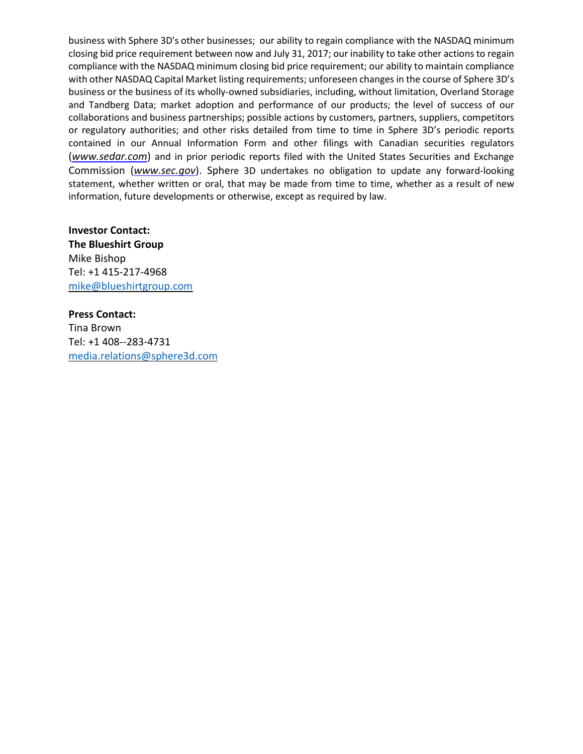business with Sphere 3D's other businesses; our ability to regain compliance with the NASDAQ minimum closing bid price requirement between now and July 31, 2017; our inability to take other actions to regain compliance with the NASDAQ minimum closing bid price requirement; our ability to maintain compliance with other NASDAQ Capital Market listing requirements; unforeseen changes in the course of Sphere 3D's business or the business of its wholly-owned subsidiaries, including, without limitation, Overland Storage and Tandberg Data; market adoption and performance of our products; the level of success of our collaborations and business partnerships; possible actions by customers, partners, suppliers, competitors or regulatory authorities; and other risks detailed from time to time in Sphere 3D's periodic reports contained in our Annual Information Form and other filings with Canadian securities regulators (*www.sedar.com*) and in prior periodic reports filed with the United States Securities and Exchange Commission (*www.sec.gov*). Sphere 3D undertakes no obligation to update any forward-looking statement, whether written or oral, that may be made from time to time, whether as a result of new information, future developments or otherwise, except as required by law.

**Investor Contact:**
**The Blueshirt Group**
Mike Bishop
Tel: +1 415-217-4968
mike@blueshirtgroup.com

**Press Contact:**
Tina Brown
Tel: +1 408--283-4731
media.relations@sphere3d.com